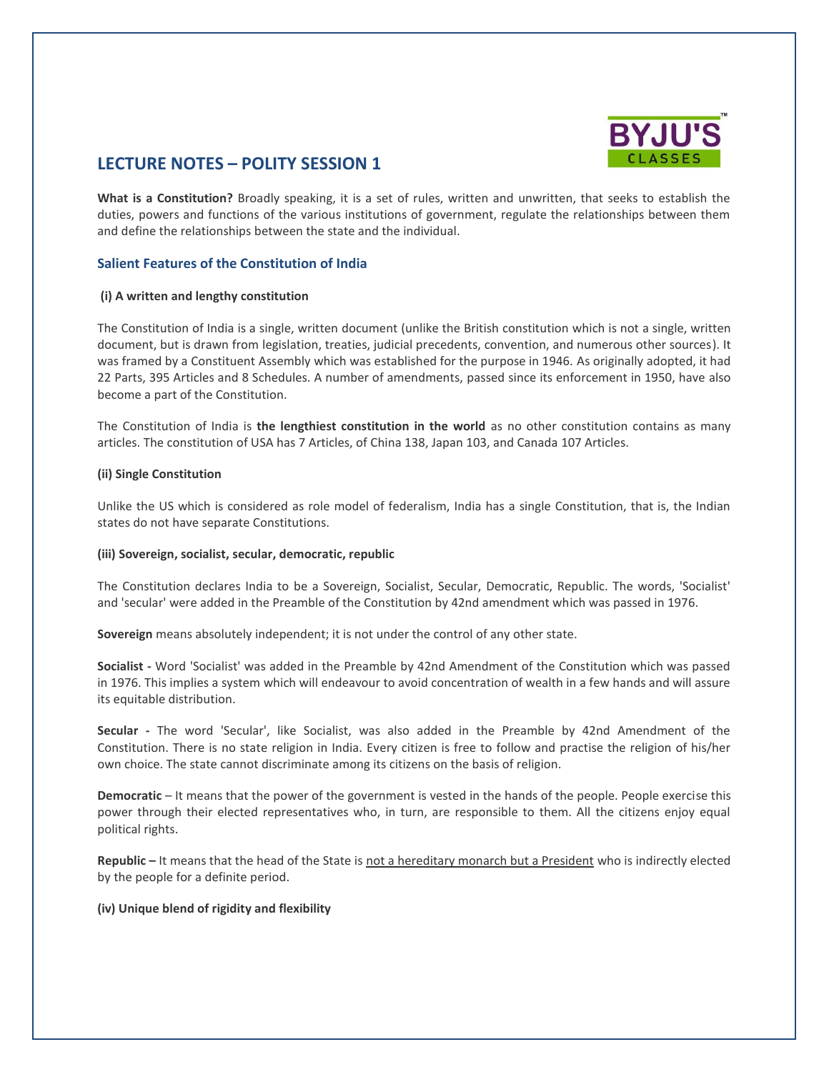## LECTURE NOTES – POLITY SESSION 1

**What is a Constitution?** Broadly speaking, it is a set of rules, written and unwritten, that seeks to establish the duties, powers and functions of the various institutions of government, regulate the relationships between them and define the relationships between the state and the individual.

### Salient Features of the Constitution of India

**(i) A written and lengthy constitution**

The Constitution of India is a single, written document (unlike the British constitution which is not a single, written document, but is drawn from legislation, treaties, judicial precedents, convention, and numerous other sources). It was framed by a Constituent Assembly which was established for the purpose in 1946. As originally adopted, it had 22 Parts, 395 Articles and 8 Schedules. A number of amendments, passed since its enforcement in 1950, have also become a part of the Constitution.

The Constitution of India is **the lengthiest constitution in the world** as no other constitution contains as many articles. The constitution of USA has 7 Articles, of China 138, Japan 103, and Canada 107 Articles.

**(ii) Single Constitution**

Unlike the US which is considered as role model of federalism, India has a single Constitution, that is, the Indian states do not have separate Constitutions.

**(iii) Sovereign, socialist, secular, democratic, republic**

The Constitution declares India to be a Sovereign, Socialist, Secular, Democratic, Republic. The words, 'Socialist' and 'secular' were added in the Preamble of the Constitution by 42nd amendment which was passed in 1976.

**Sovereign** means absolutely independent; it is not under the control of any other state.

**Socialist -** Word 'Socialist' was added in the Preamble by 42nd Amendment of the Constitution which was passed in 1976. This implies a system which will endeavour to avoid concentration of wealth in a few hands and will assure its equitable distribution.

**Secular -** The word 'Secular', like Socialist, was also added in the Preamble by 42nd Amendment of the Constitution. There is no state religion in India. Every citizen is free to follow and practise the religion of his/her own choice. The state cannot discriminate among its citizens on the basis of religion.

**Democratic** – It means that the power of the government is vested in the hands of the people. People exercise this power through their elected representatives who, in turn, are responsible to them. All the citizens enjoy equal political rights.

**Republic –** It means that the head of the State is not a hereditary monarch but a President who is indirectly elected by the people for a definite period.

**(iv) Unique blend of rigidity and flexibility**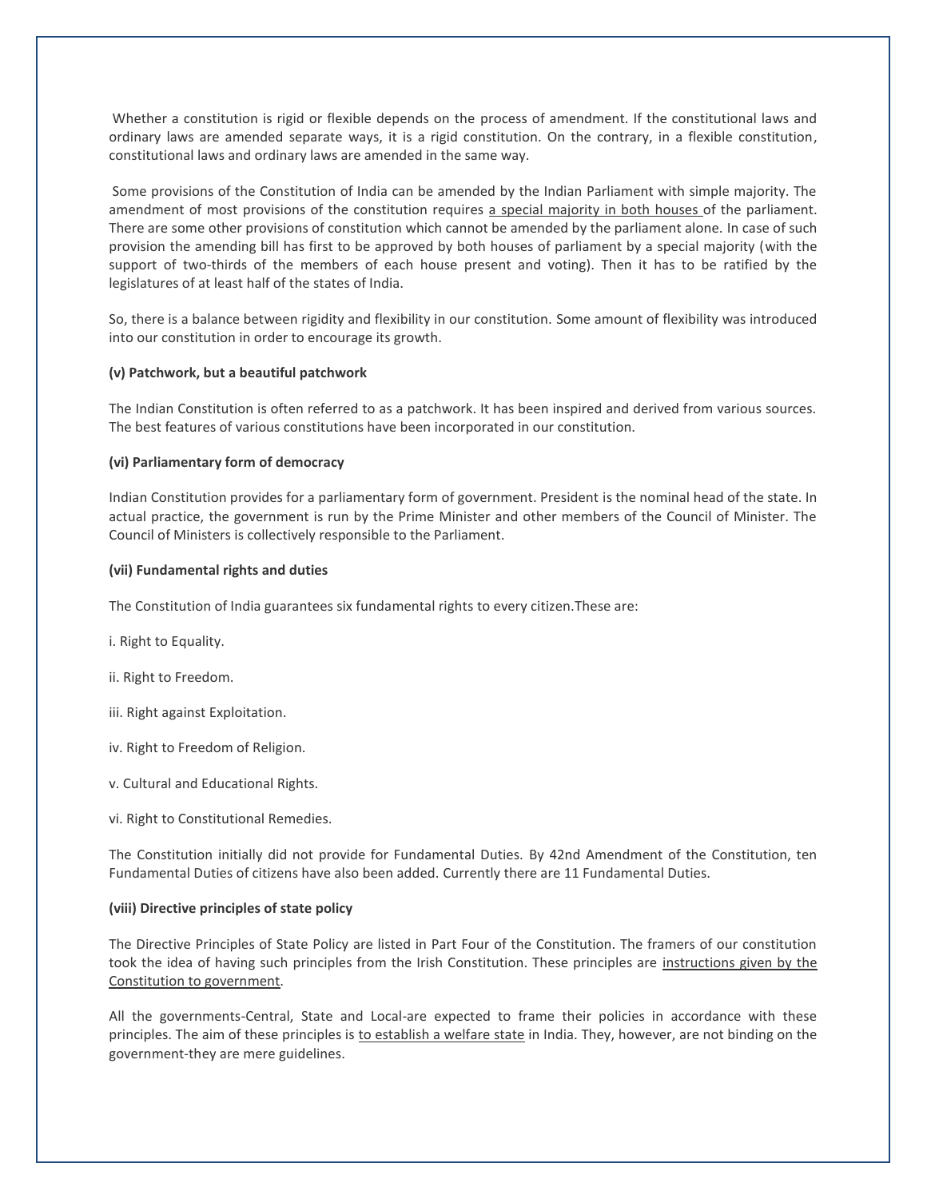Whether a constitution is rigid or flexible depends on the process of amendment. If the constitutional laws and ordinary laws are amended separate ways, it is a rigid constitution. On the contrary, in a flexible constitution, constitutional laws and ordinary laws are amended in the same way.

Some provisions of the Constitution of India can be amended by the Indian Parliament with simple majority. The amendment of most provisions of the constitution requires <u>a special majority in both houses</u> of the parliament. There are some other provisions of constitution which cannot be amended by the parliament alone. In case of such provision the amending bill has first to be approved by both houses of parliament by a special majority (with the support of two-thirds of the members of each house present and voting). Then it has to be ratified by the legislatures of at least half of the states of India.

So, there is a balance between rigidity and flexibility in our constitution. Some amount of flexibility was introduced into our constitution in order to encourage its growth.

**(v) Patchwork, but a beautiful patchwork**

The Indian Constitution is often referred to as a patchwork. It has been inspired and derived from various sources. The best features of various constitutions have been incorporated in our constitution.

**(vi) Parliamentary form of democracy**

Indian Constitution provides for a parliamentary form of government. President is the nominal head of the state. In actual practice, the government is run by the Prime Minister and other members of the Council of Minister. The Council of Ministers is collectively responsible to the Parliament.

**(vii) Fundamental rights and duties**

The Constitution of India guarantees six fundamental rights to every citizen.These are:

i. Right to Equality.

ii. Right to Freedom.

iii. Right against Exploitation.

iv. Right to Freedom of Religion.

v. Cultural and Educational Rights.

vi. Right to Constitutional Remedies.

The Constitution initially did not provide for Fundamental Duties. By 42nd Amendment of the Constitution, ten Fundamental Duties of citizens have also been added. Currently there are 11 Fundamental Duties.

**(viii) Directive principles of state policy**

The Directive Principles of State Policy are listed in Part Four of the Constitution. The framers of our constitution took the idea of having such principles from the Irish Constitution. These principles are <u>instructions given by the Constitution to government</u>.

All the governments-Central, State and Local-are expected to frame their policies in accordance with these principles. The aim of these principles is <u>to establish a welfare state</u> in India. They, however, are not binding on the government-they are mere guidelines.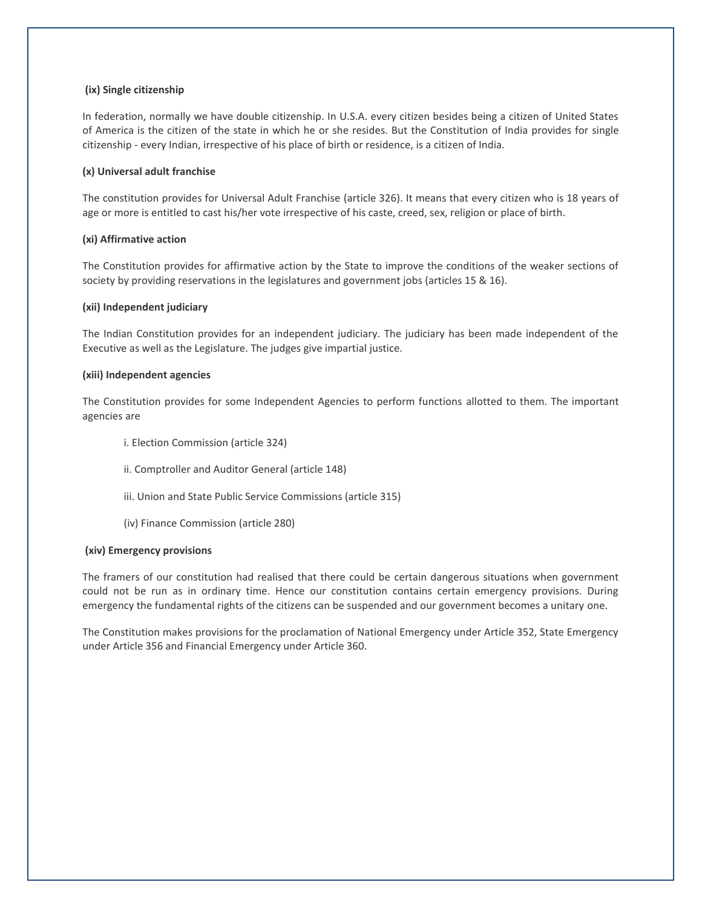**(ix) Single citizenship**

In federation, normally we have double citizenship. In U.S.A. every citizen besides being a citizen of United States of America is the citizen of the state in which he or she resides. But the Constitution of India provides for single citizenship - every Indian, irrespective of his place of birth or residence, is a citizen of India.

**(x) Universal adult franchise**

The constitution provides for Universal Adult Franchise (article 326). It means that every citizen who is 18 years of age or more is entitled to cast his/her vote irrespective of his caste, creed, sex, religion or place of birth.

**(xi) Affirmative action**

The Constitution provides for affirmative action by the State to improve the conditions of the weaker sections of society by providing reservations in the legislatures and government jobs (articles 15 & 16).

**(xii) Independent judiciary**

The Indian Constitution provides for an independent judiciary. The judiciary has been made independent of the Executive as well as the Legislature. The judges give impartial justice.

**(xiii) Independent agencies**

The Constitution provides for some Independent Agencies to perform functions allotted to them. The important agencies are

i. Election Commission (article 324)

ii. Comptroller and Auditor General (article 148)

iii. Union and State Public Service Commissions (article 315)

(iv) Finance Commission (article 280)

**(xiv) Emergency provisions**

The framers of our constitution had realised that there could be certain dangerous situations when government could not be run as in ordinary time. Hence our constitution contains certain emergency provisions. During emergency the fundamental rights of the citizens can be suspended and our government becomes a unitary one.

The Constitution makes provisions for the proclamation of National Emergency under Article 352, State Emergency under Article 356 and Financial Emergency under Article 360.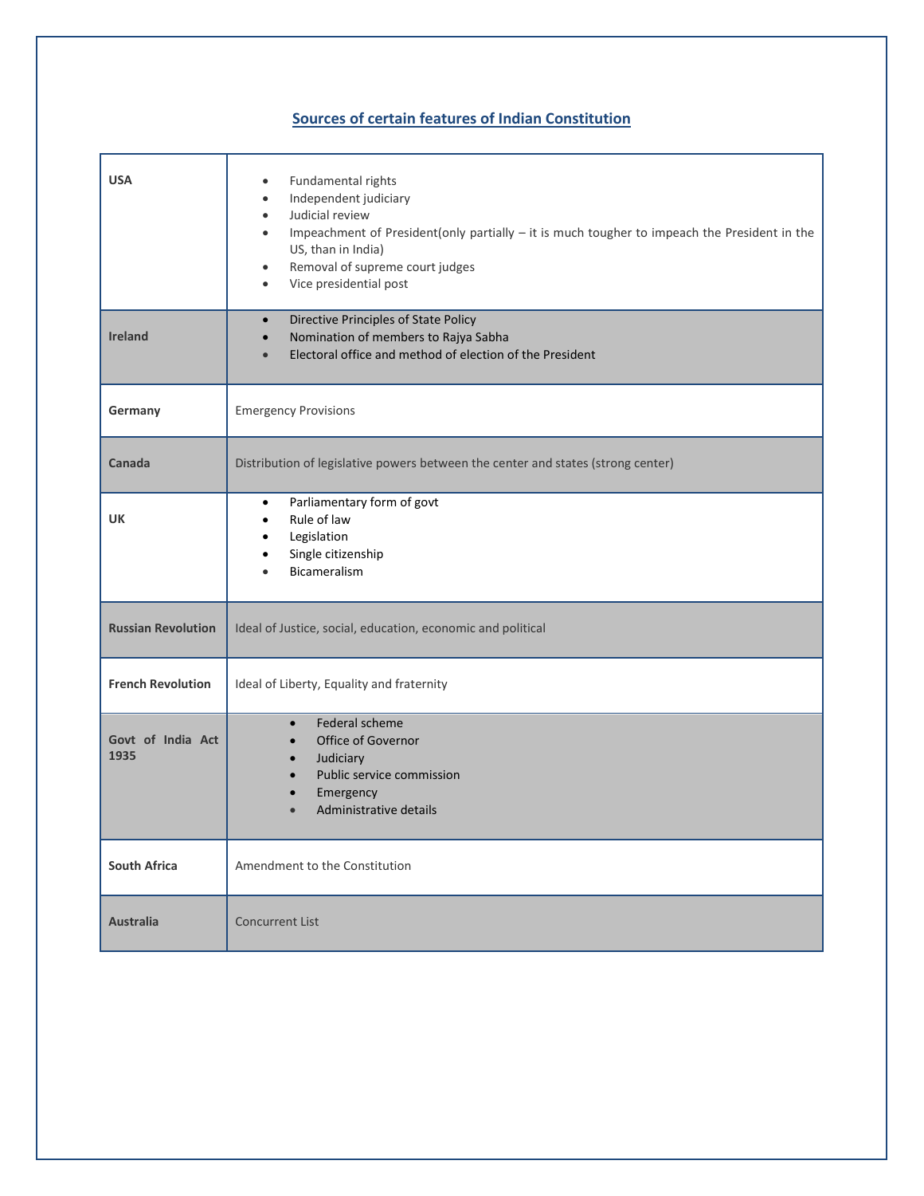## Sources of certain features of Indian Constitution

| | |
|---|---|
| **USA** | • Fundamental rights<br>• Independent judiciary<br>• Judicial review<br>• Impeachment of President(only partially – it is much tougher to impeach the President in the US, than in India)<br>• Removal of supreme court judges<br>• Vice presidential post |
| **Ireland** | • Directive Principles of State Policy<br>• Nomination of members to Rajya Sabha<br>• Electoral office and method of election of the President |
| **Germany** | Emergency Provisions |
| **Canada** | Distribution of legislative powers between the center and states (strong center) |
| **UK** | • Parliamentary form of govt<br>• Rule of law<br>• Legislation<br>• Single citizenship<br>• Bicameralism |
| **Russian Revolution** | Ideal of Justice, social, education, economic and political |
| **French Revolution** | Ideal of Liberty, Equality and fraternity |
| **Govt of India Act 1935** | • Federal scheme<br>• Office of Governor<br>• Judiciary<br>• Public service commission<br>• Emergency<br>• Administrative details |
| **South Africa** | Amendment to the Constitution |
| **Australia** | Concurrent List |